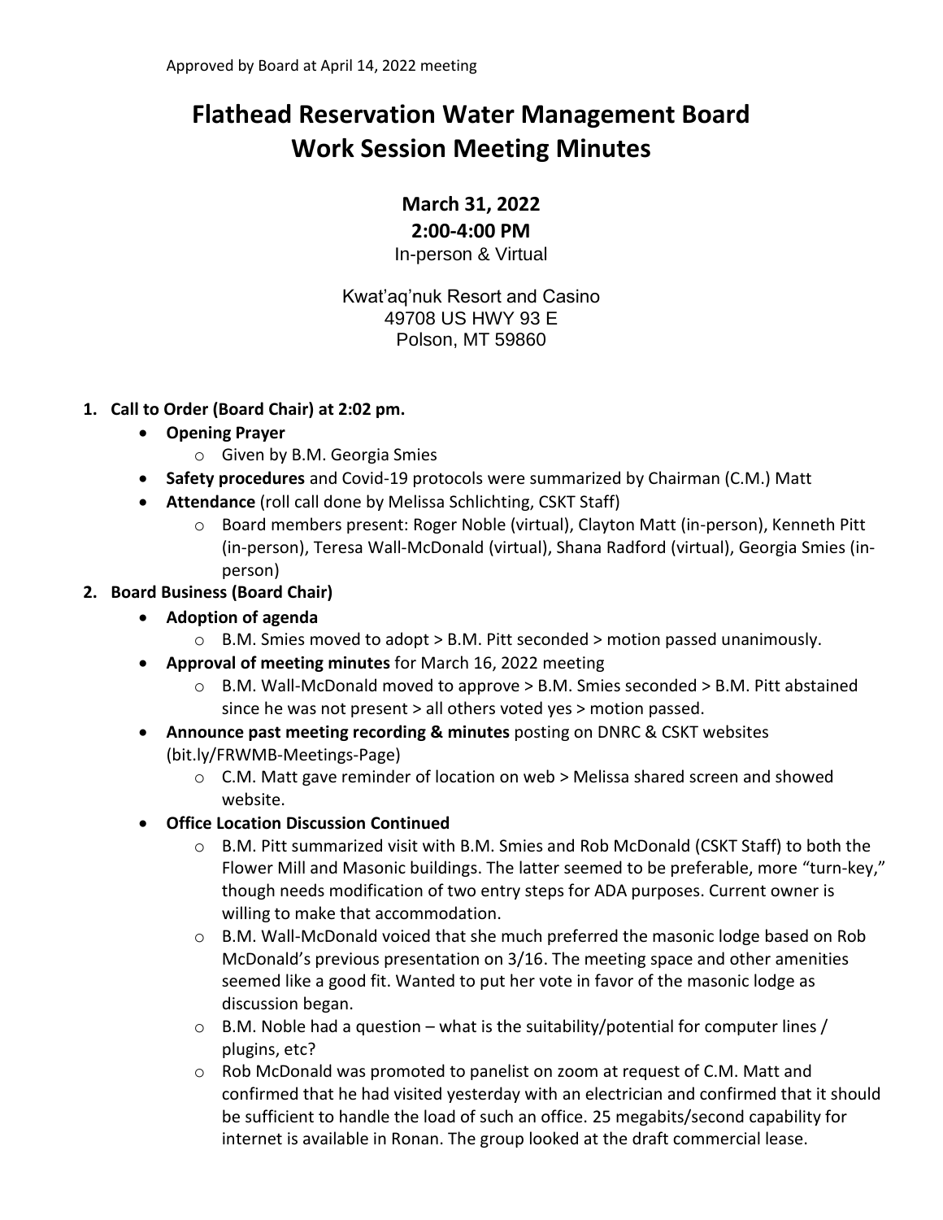Approved by Board at April 14, 2022 meeting

# Flathead Reservation Water Management Board Work Session Meeting Minutes

**March 31, 2022**

**2:00-4:00 PM**

In-person & Virtual

Kwat'aq'nuk Resort and Casino
49708 US HWY 93 E
Polson, MT 59860

1. **Call to Order (Board Chair) at 2:02 pm.**
   - **Opening Prayer**
     - Given by B.M. Georgia Smies
   - **Safety procedures** and Covid-19 protocols were summarized by Chairman (C.M.) Matt
   - **Attendance** (roll call done by Melissa Schlichting, CSKT Staff)
     - Board members present: Roger Noble (virtual), Clayton Matt (in-person), Kenneth Pitt (in-person), Teresa Wall-McDonald (virtual), Shana Radford (virtual), Georgia Smies (in-person)
2. **Board Business (Board Chair)**
   - **Adoption of agenda**
     - B.M. Smies moved to adopt > B.M. Pitt seconded > motion passed unanimously.
   - **Approval of meeting minutes** for March 16, 2022 meeting
     - B.M. Wall-McDonald moved to approve > B.M. Smies seconded > B.M. Pitt abstained since he was not present > all others voted yes > motion passed.
   - **Announce past meeting recording & minutes** posting on DNRC & CSKT websites (bit.ly/FRWMB-Meetings-Page)
     - C.M. Matt gave reminder of location on web > Melissa shared screen and showed website.
   - **Office Location Discussion Continued**
     - B.M. Pitt summarized visit with B.M. Smies and Rob McDonald (CSKT Staff) to both the Flower Mill and Masonic buildings. The latter seemed to be preferable, more "turn-key," though needs modification of two entry steps for ADA purposes. Current owner is willing to make that accommodation.
     - B.M. Wall-McDonald voiced that she much preferred the masonic lodge based on Rob McDonald's previous presentation on 3/16. The meeting space and other amenities seemed like a good fit. Wanted to put her vote in favor of the masonic lodge as discussion began.
     - B.M. Noble had a question – what is the suitability/potential for computer lines / plugins, etc?
     - Rob McDonald was promoted to panelist on zoom at request of C.M. Matt and confirmed that he had visited yesterday with an electrician and confirmed that it should be sufficient to handle the load of such an office. 25 megabits/second capability for internet is available in Ronan. The group looked at the draft commercial lease.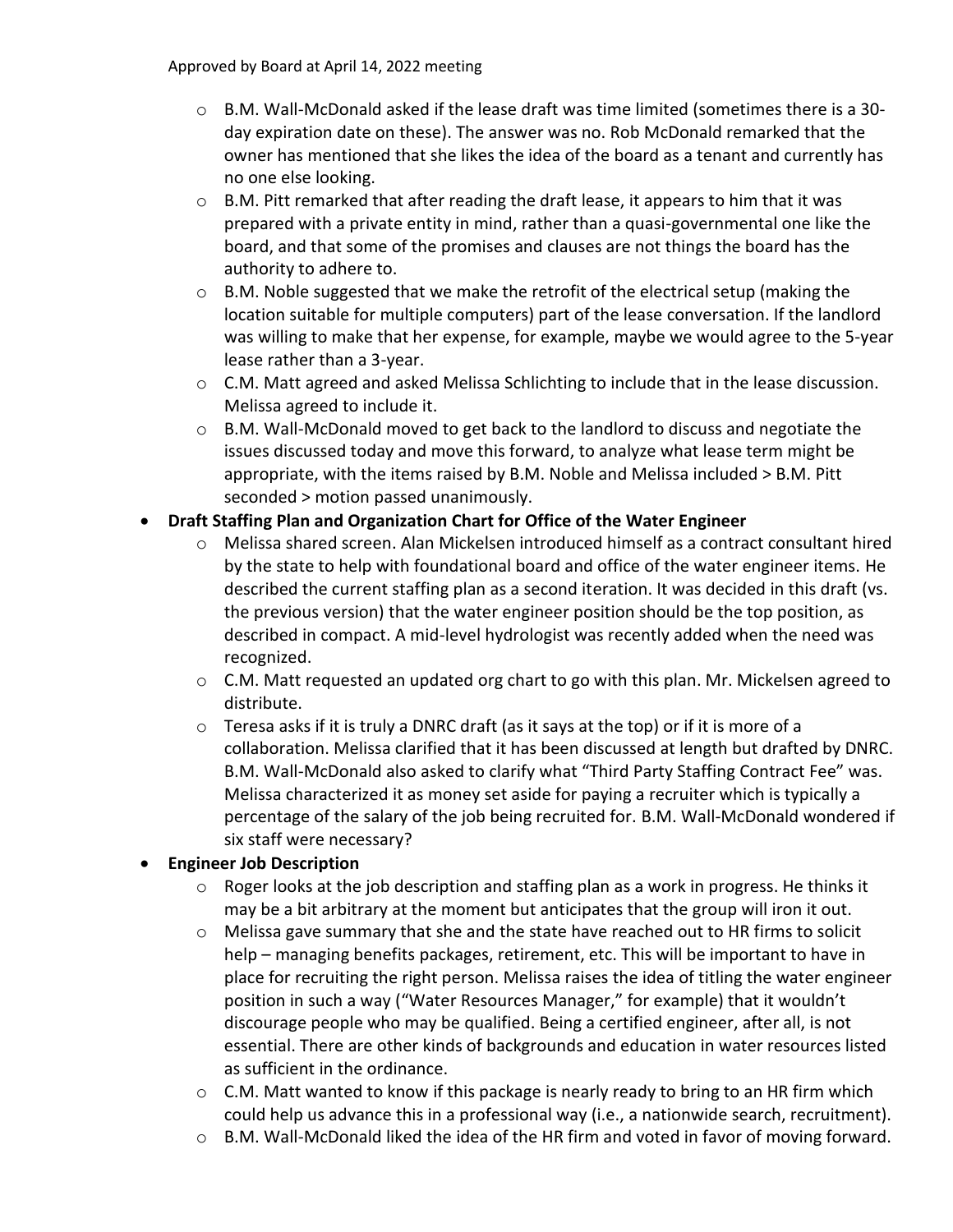- B.M. Wall-McDonald asked if the lease draft was time limited (sometimes there is a 30-day expiration date on these). The answer was no. Rob McDonald remarked that the owner has mentioned that she likes the idea of the board as a tenant and currently has no one else looking.
  - B.M. Pitt remarked that after reading the draft lease, it appears to him that it was prepared with a private entity in mind, rather than a quasi-governmental one like the board, and that some of the promises and clauses are not things the board has the authority to adhere to.
  - B.M. Noble suggested that we make the retrofit of the electrical setup (making the location suitable for multiple computers) part of the lease conversation. If the landlord was willing to make that her expense, for example, maybe we would agree to the 5-year lease rather than a 3-year.
  - C.M. Matt agreed and asked Melissa Schlichting to include that in the lease discussion. Melissa agreed to include it.
  - B.M. Wall-McDonald moved to get back to the landlord to discuss and negotiate the issues discussed today and move this forward, to analyze what lease term might be appropriate, with the items raised by B.M. Noble and Melissa included > B.M. Pitt seconded > motion passed unanimously.

- **Draft Staffing Plan and Organization Chart for Office of the Water Engineer**
  - Melissa shared screen. Alan Mickelsen introduced himself as a contract consultant hired by the state to help with foundational board and office of the water engineer items. He described the current staffing plan as a second iteration. It was decided in this draft (vs. the previous version) that the water engineer position should be the top position, as described in compact. A mid-level hydrologist was recently added when the need was recognized.
  - C.M. Matt requested an updated org chart to go with this plan. Mr. Mickelsen agreed to distribute.
  - Teresa asks if it is truly a DNRC draft (as it says at the top) or if it is more of a collaboration. Melissa clarified that it has been discussed at length but drafted by DNRC. B.M. Wall-McDonald also asked to clarify what "Third Party Staffing Contract Fee" was. Melissa characterized it as money set aside for paying a recruiter which is typically a percentage of the salary of the job being recruited for. B.M. Wall-McDonald wondered if six staff were necessary?

- **Engineer Job Description**
  - Roger looks at the job description and staffing plan as a work in progress. He thinks it may be a bit arbitrary at the moment but anticipates that the group will iron it out.
  - Melissa gave summary that she and the state have reached out to HR firms to solicit help – managing benefits packages, retirement, etc. This will be important to have in place for recruiting the right person. Melissa raises the idea of titling the water engineer position in such a way ("Water Resources Manager," for example) that it wouldn't discourage people who may be qualified. Being a certified engineer, after all, is not essential. There are other kinds of backgrounds and education in water resources listed as sufficient in the ordinance.
  - C.M. Matt wanted to know if this package is nearly ready to bring to an HR firm which could help us advance this in a professional way (i.e., a nationwide search, recruitment).
  - B.M. Wall-McDonald liked the idea of the HR firm and voted in favor of moving forward.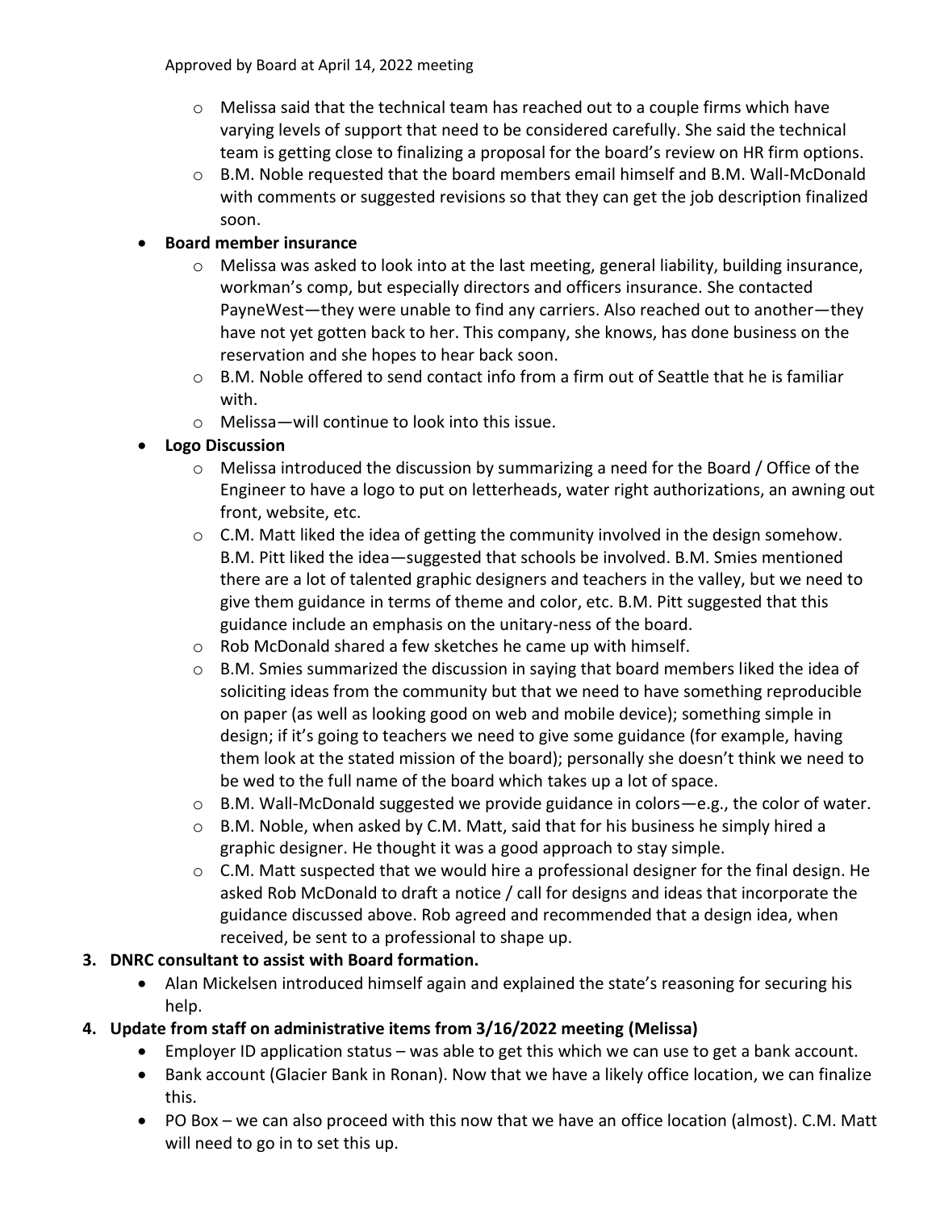Approved by Board at April 14, 2022 meeting

  - Melissa said that the technical team has reached out to a couple firms which have varying levels of support that need to be considered carefully. She said the technical team is getting close to finalizing a proposal for the board's review on HR firm options.
  - B.M. Noble requested that the board members email himself and B.M. Wall-McDonald with comments or suggested revisions so that they can get the job description finalized soon.
- **Board member insurance**
  - Melissa was asked to look into at the last meeting, general liability, building insurance, workman's comp, but especially directors and officers insurance. She contacted PayneWest—they were unable to find any carriers. Also reached out to another—they have not yet gotten back to her. This company, she knows, has done business on the reservation and she hopes to hear back soon.
  - B.M. Noble offered to send contact info from a firm out of Seattle that he is familiar with.
  - Melissa—will continue to look into this issue.
- **Logo Discussion**
  - Melissa introduced the discussion by summarizing a need for the Board / Office of the Engineer to have a logo to put on letterheads, water right authorizations, an awning out front, website, etc.
  - C.M. Matt liked the idea of getting the community involved in the design somehow. B.M. Pitt liked the idea—suggested that schools be involved. B.M. Smies mentioned there are a lot of talented graphic designers and teachers in the valley, but we need to give them guidance in terms of theme and color, etc. B.M. Pitt suggested that this guidance include an emphasis on the unitary-ness of the board.
  - Rob McDonald shared a few sketches he came up with himself.
  - B.M. Smies summarized the discussion in saying that board members liked the idea of soliciting ideas from the community but that we need to have something reproducible on paper (as well as looking good on web and mobile device); something simple in design; if it's going to teachers we need to give some guidance (for example, having them look at the stated mission of the board); personally she doesn't think we need to be wed to the full name of the board which takes up a lot of space.
  - B.M. Wall-McDonald suggested we provide guidance in colors—e.g., the color of water.
  - B.M. Noble, when asked by C.M. Matt, said that for his business he simply hired a graphic designer. He thought it was a good approach to stay simple.
  - C.M. Matt suspected that we would hire a professional designer for the final design. He asked Rob McDonald to draft a notice / call for designs and ideas that incorporate the guidance discussed above. Rob agreed and recommended that a design idea, when received, be sent to a professional to shape up.

**3. DNRC consultant to assist with Board formation.**

- Alan Mickelsen introduced himself again and explained the state's reasoning for securing his help.

**4. Update from staff on administrative items from 3/16/2022 meeting (Melissa)**

- Employer ID application status – was able to get this which we can use to get a bank account.
- Bank account (Glacier Bank in Ronan). Now that we have a likely office location, we can finalize this.
- PO Box – we can also proceed with this now that we have an office location (almost). C.M. Matt will need to go in to set this up.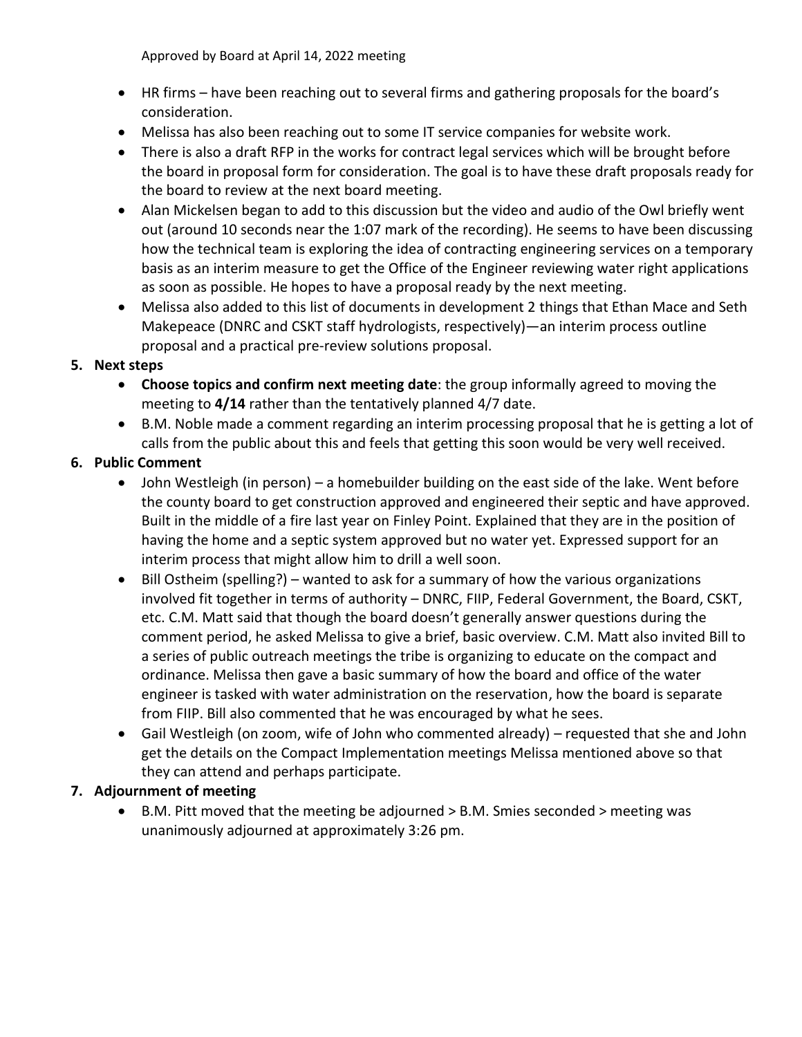Approved by Board at April 14, 2022 meeting

- HR firms – have been reaching out to several firms and gathering proposals for the board's consideration.
- Melissa has also been reaching out to some IT service companies for website work.
- There is also a draft RFP in the works for contract legal services which will be brought before the board in proposal form for consideration. The goal is to have these draft proposals ready for the board to review at the next board meeting.
- Alan Mickelsen began to add to this discussion but the video and audio of the Owl briefly went out (around 10 seconds near the 1:07 mark of the recording). He seems to have been discussing how the technical team is exploring the idea of contracting engineering services on a temporary basis as an interim measure to get the Office of the Engineer reviewing water right applications as soon as possible. He hopes to have a proposal ready by the next meeting.
- Melissa also added to this list of documents in development 2 things that Ethan Mace and Seth Makepeace (DNRC and CSKT staff hydrologists, respectively)—an interim process outline proposal and a practical pre-review solutions proposal.

**5. Next steps**

- **Choose topics and confirm next meeting date**: the group informally agreed to moving the meeting to **4/14** rather than the tentatively planned 4/7 date.
- B.M. Noble made a comment regarding an interim processing proposal that he is getting a lot of calls from the public about this and feels that getting this soon would be very well received.

**6. Public Comment**

- John Westleigh (in person) – a homebuilder building on the east side of the lake. Went before the county board to get construction approved and engineered their septic and have approved. Built in the middle of a fire last year on Finley Point. Explained that they are in the position of having the home and a septic system approved but no water yet. Expressed support for an interim process that might allow him to drill a well soon.
- Bill Ostheim (spelling?) – wanted to ask for a summary of how the various organizations involved fit together in terms of authority – DNRC, FIIP, Federal Government, the Board, CSKT, etc. C.M. Matt said that though the board doesn't generally answer questions during the comment period, he asked Melissa to give a brief, basic overview. C.M. Matt also invited Bill to a series of public outreach meetings the tribe is organizing to educate on the compact and ordinance. Melissa then gave a basic summary of how the board and office of the water engineer is tasked with water administration on the reservation, how the board is separate from FIIP. Bill also commented that he was encouraged by what he sees.
- Gail Westleigh (on zoom, wife of John who commented already) – requested that she and John get the details on the Compact Implementation meetings Melissa mentioned above so that they can attend and perhaps participate.

**7. Adjournment of meeting**

- B.M. Pitt moved that the meeting be adjourned > B.M. Smies seconded > meeting was unanimously adjourned at approximately 3:26 pm.